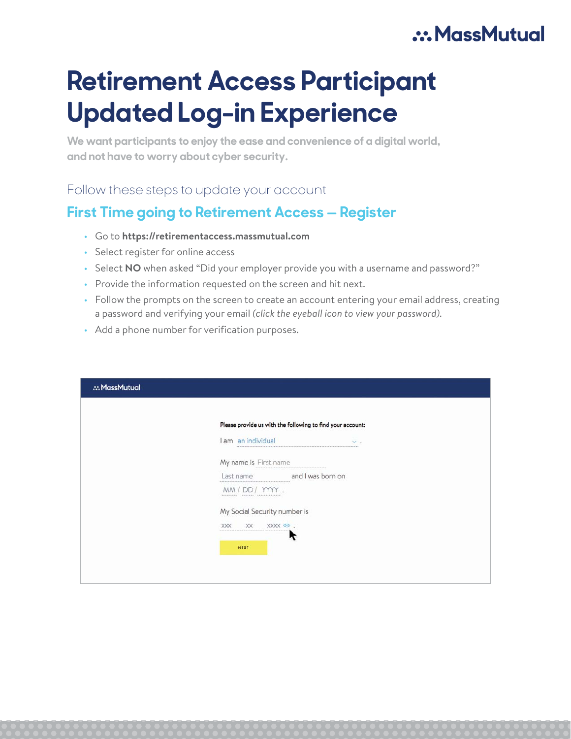# Retirement Access Participant Updated Log-in Experience

**We want participants to enjoy the ease and convenience of a digital world, and not have to worry about cyber security.**

Follow these steps to update your account

## First Time going to Retirement Access – Register

- Go to **https://retirementaccess.massmutual.com**
- Select register for online access
- Select **NO** when asked "Did your employer provide you with a username and password?"
- Provide the information requested on the screen and hit next.
- Follow the prompts on the screen to create an account entering your email address, creating a password and verifying your email *(click the eyeball icon to view your password).*
- Add a phone number for verification purposes.

MassMutual

Please provide us with the following to find your account:

I am an individual.

My name is First name Last name and I was born on MM / DD / YYYY.

My Social Security number is XXX XX XXXX.

NEXT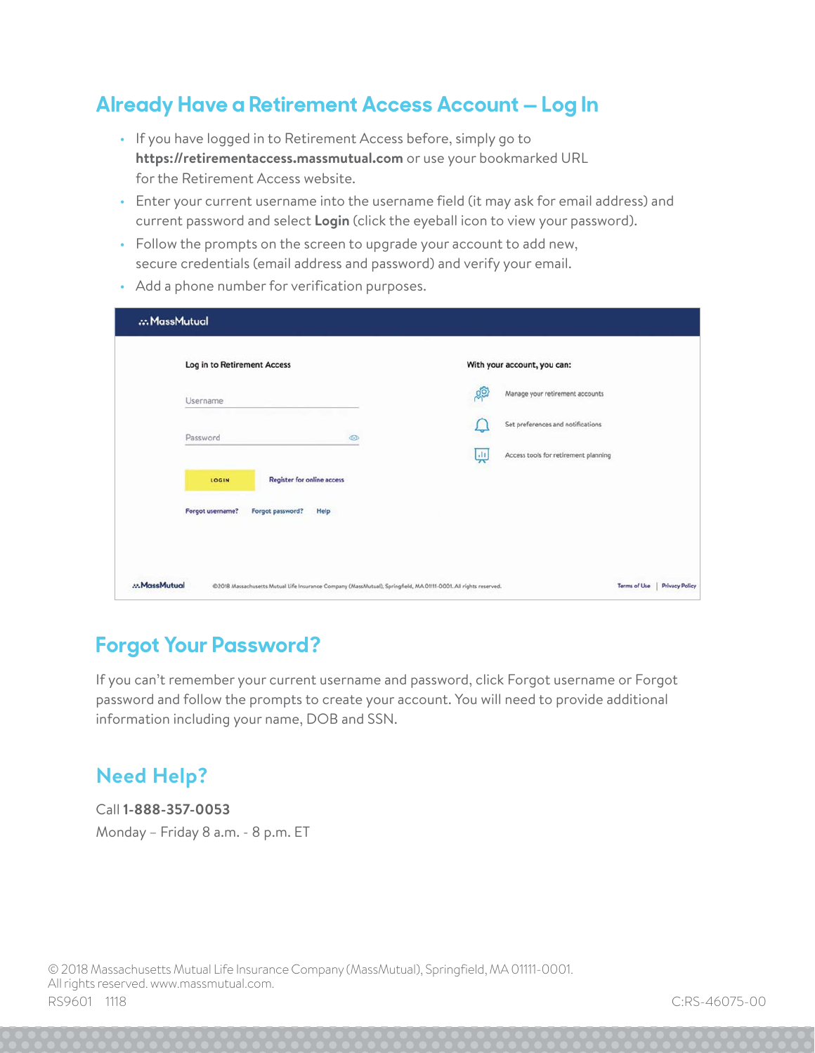## Already Have a Retirement Access Account – Log In

- If you have logged in to Retirement Access before, simply go to **https://retirementaccess.massmutual.com** or use your bookmarked URL for the Retirement Access website.
- Enter your current username into the username field (it may ask for email address) and current password and select **Login** (click the eyeball icon to view your password).
- Follow the prompts on the screen to upgrade your account to add new, secure credentials (email address and password) and verify your email.
- Add a phone number for verification purposes.

MassMutual

Log in to Retirement Access

Username

Password

LOGIN

Register for online access

Forgot username? Forgot password? Help

With your account, you can:

Manage your retirement accounts

Set preferences and notifications

Access tools for retirement planning

MassMutual ©2018 Massachusetts Mutual Life Insurance Company (MassMutual), Springfield, MA 01111-0001. All rights reserved.

Terms of Use | Privacy Policy

## Forgot Your Password?

If you can't remember your current username and password, click Forgot username or Forgot password and follow the prompts to create your account. You will need to provide additional information including your name, DOB and SSN.

## Need Help?

Call **1-888-357-0053**
Monday – Friday 8 a.m. - 8 p.m. ET

© 2018 Massachusetts Mutual Life Insurance Company (MassMutual), Springfield, MA 01111-0001.
All rights reserved. www.massmutual.com.
RS9601 1118 C:RS-46075-00